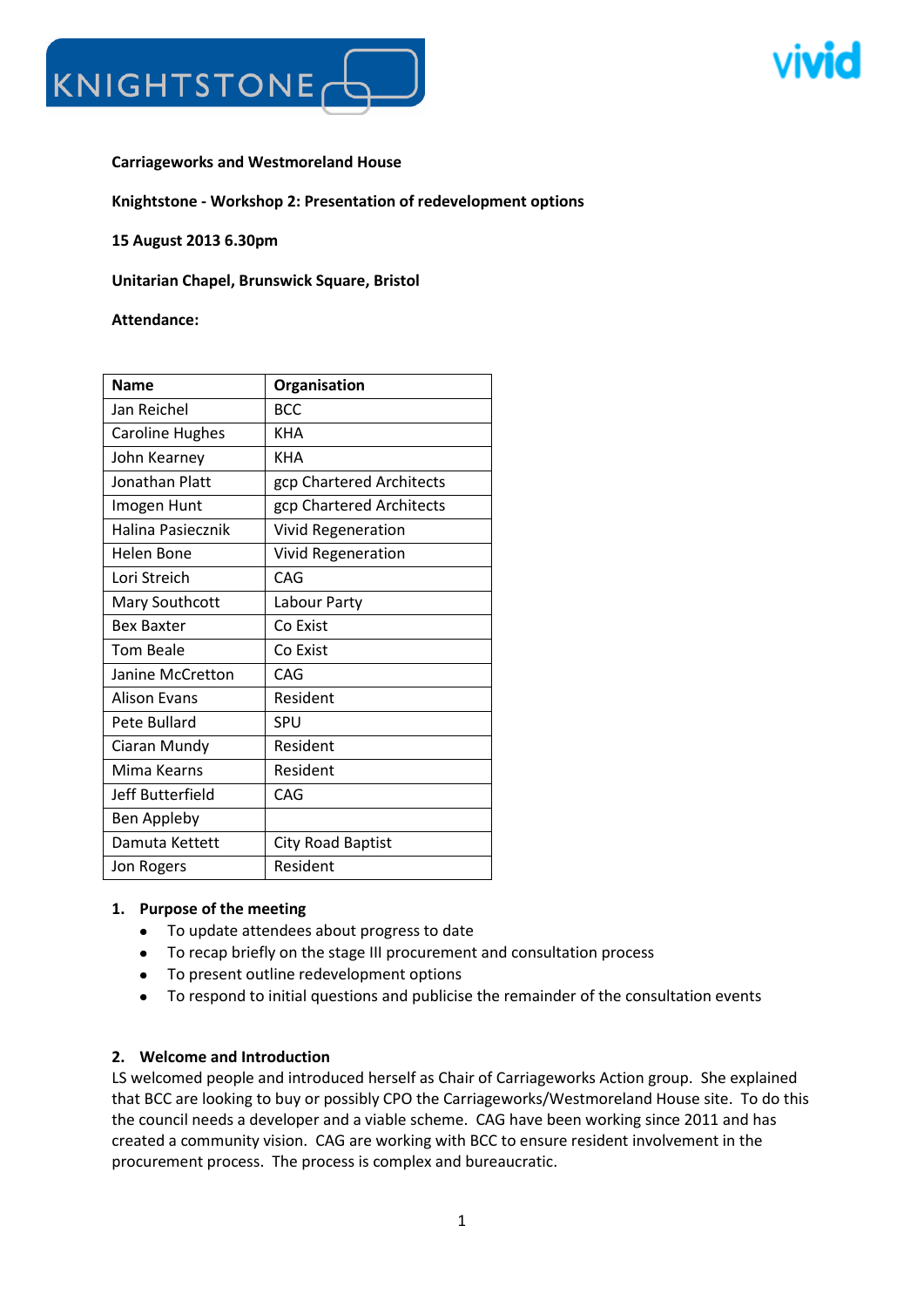**Carriageworks and Westmoreland House**

**Knightstone - Workshop 2: Presentation of redevelopment options**

**15 August 2013 6.30pm**

**Unitarian Chapel, Brunswick Square, Bristol**

**Attendance:**

| Name | Organisation |
|---|---|
| Jan Reichel | BCC |
| Caroline Hughes | KHA |
| John Kearney | KHA |
| Jonathan Platt | gcp Chartered Architects |
| Imogen Hunt | gcp Chartered Architects |
| Halina Pasiecznik | Vivid Regeneration |
| Helen Bone | Vivid Regeneration |
| Lori Streich | CAG |
| Mary Southcott | Labour Party |
| Bex Baxter | Co Exist |
| Tom Beale | Co Exist |
| Janine McCretton | CAG |
| Alison Evans | Resident |
| Pete Bullard | SPU |
| Ciaran Mundy | Resident |
| Mima Kearns | Resident |
| Jeff Butterfield | CAG |
| Ben Appleby | |
| Damuta Kettett | City Road Baptist |
| Jon Rogers | Resident |

## 1. Purpose of the meeting

- To update attendees about progress to date
- To recap briefly on the stage III procurement and consultation process
- To present outline redevelopment options
- To respond to initial questions and publicise the remainder of the consultation events

## 2. Welcome and Introduction

LS welcomed people and introduced herself as Chair of Carriageworks Action group. She explained that BCC are looking to buy or possibly CPO the Carriageworks/Westmoreland House site. To do this the council needs a developer and a viable scheme. CAG have been working since 2011 and has created a community vision. CAG are working with BCC to ensure resident involvement in the procurement process. The process is complex and bureaucratic.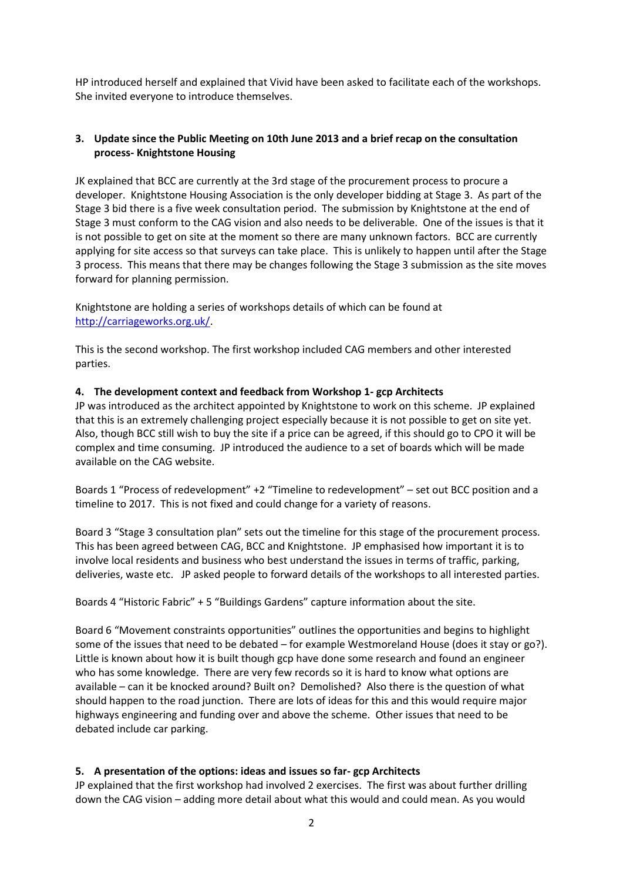HP introduced herself and explained that Vivid have been asked to facilitate each of the workshops. She invited everyone to introduce themselves.

**3. Update since the Public Meeting on 10th June 2013 and a brief recap on the consultation process- Knightstone Housing**

JK explained that BCC are currently at the 3rd stage of the procurement process to procure a developer. Knightstone Housing Association is the only developer bidding at Stage 3. As part of the Stage 3 bid there is a five week consultation period. The submission by Knightstone at the end of Stage 3 must conform to the CAG vision and also needs to be deliverable. One of the issues is that it is not possible to get on site at the moment so there are many unknown factors. BCC are currently applying for site access so that surveys can take place. This is unlikely to happen until after the Stage 3 process. This means that there may be changes following the Stage 3 submission as the site moves forward for planning permission.

Knightstone are holding a series of workshops details of which can be found at [http://carriageworks.org.uk/](http://carriageworks.org.uk/).

This is the second workshop. The first workshop included CAG members and other interested parties.

**4. The development context and feedback from Workshop 1- gcp Architects**

JP was introduced as the architect appointed by Knightstone to work on this scheme. JP explained that this is an extremely challenging project especially because it is not possible to get on site yet. Also, though BCC still wish to buy the site if a price can be agreed, if this should go to CPO it will be complex and time consuming. JP introduced the audience to a set of boards which will be made available on the CAG website.

Boards 1 "Process of redevelopment" +2 "Timeline to redevelopment" – set out BCC position and a timeline to 2017. This is not fixed and could change for a variety of reasons.

Board 3 "Stage 3 consultation plan" sets out the timeline for this stage of the procurement process. This has been agreed between CAG, BCC and Knightstone. JP emphasised how important it is to involve local residents and business who best understand the issues in terms of traffic, parking, deliveries, waste etc. JP asked people to forward details of the workshops to all interested parties.

Boards 4 "Historic Fabric" + 5 "Buildings Gardens" capture information about the site.

Board 6 "Movement constraints opportunities" outlines the opportunities and begins to highlight some of the issues that need to be debated – for example Westmoreland House (does it stay or go?). Little is known about how it is built though gcp have done some research and found an engineer who has some knowledge. There are very few records so it is hard to know what options are available – can it be knocked around? Built on? Demolished? Also there is the question of what should happen to the road junction. There are lots of ideas for this and this would require major highways engineering and funding over and above the scheme. Other issues that need to be debated include car parking.

**5. A presentation of the options: ideas and issues so far- gcp Architects**

JP explained that the first workshop had involved 2 exercises. The first was about further drilling down the CAG vision – adding more detail about what this would and could mean. As you would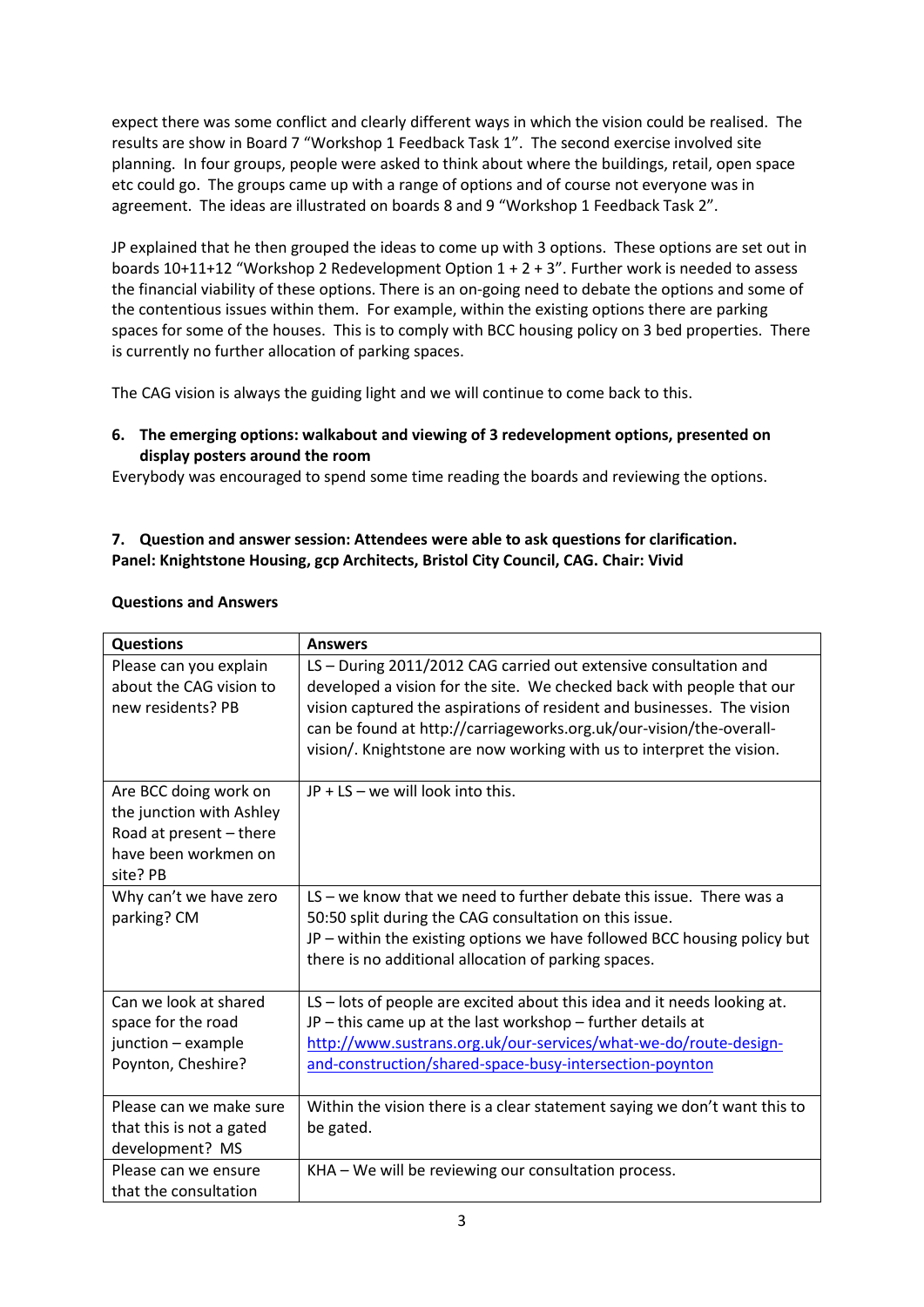expect there was some conflict and clearly different ways in which the vision could be realised. The results are show in Board 7 "Workshop 1 Feedback Task 1". The second exercise involved site planning. In four groups, people were asked to think about where the buildings, retail, open space etc could go. The groups came up with a range of options and of course not everyone was in agreement. The ideas are illustrated on boards 8 and 9 "Workshop 1 Feedback Task 2".

JP explained that he then grouped the ideas to come up with 3 options. These options are set out in boards 10+11+12 "Workshop 2 Redevelopment Option 1 + 2 + 3". Further work is needed to assess the financial viability of these options. There is an on-going need to debate the options and some of the contentious issues within them. For example, within the existing options there are parking spaces for some of the houses. This is to comply with BCC housing policy on 3 bed properties. There is currently no further allocation of parking spaces.

The CAG vision is always the guiding light and we will continue to come back to this.

**6. The emerging options: walkabout and viewing of 3 redevelopment options, presented on display posters around the room**

Everybody was encouraged to spend some time reading the boards and reviewing the options.

**7. Question and answer session: Attendees were able to ask questions for clarification. Panel: Knightstone Housing, gcp Architects, Bristol City Council, CAG. Chair: Vivid**

**Questions and Answers**

| Questions | Answers |
|---|---|
| Please can you explain about the CAG vision to new residents? PB | LS – During 2011/2012 CAG carried out extensive consultation and developed a vision for the site. We checked back with people that our vision captured the aspirations of resident and businesses. The vision can be found at http://carriageworks.org.uk/our-vision/the-overall-vision/. Knightstone are now working with us to interpret the vision. |
| Are BCC doing work on the junction with Ashley Road at present – there have been workmen on site? PB | JP + LS – we will look into this. |
| Why can't we have zero parking? CM | LS – we know that we need to further debate this issue. There was a 50:50 split during the CAG consultation on this issue.<br>JP – within the existing options we have followed BCC housing policy but there is no additional allocation of parking spaces. |
| Can we look at shared space for the road junction – example Poynton, Cheshire? | LS – lots of people are excited about this idea and it needs looking at.<br>JP – this came up at the last workshop – further details at http://www.sustrans.org.uk/our-services/what-we-do/route-design-and-construction/shared-space-busy-intersection-poynton |
| Please can we make sure that this is not a gated development? MS | Within the vision there is a clear statement saying we don't want this to be gated. |
| Please can we ensure that the consultation | KHA – We will be reviewing our consultation process. |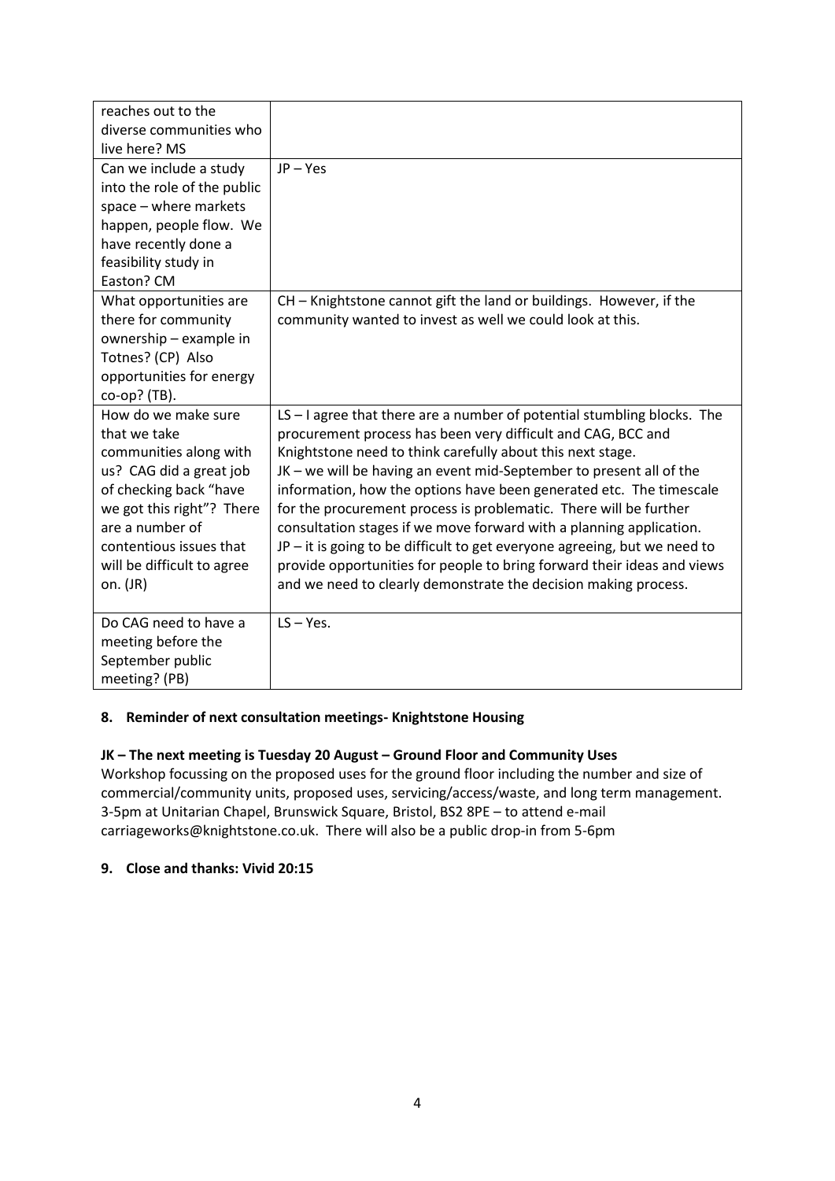| | |
|---|---|
| reaches out to the diverse communities who live here? MS | |
| Can we include a study into the role of the public space – where markets happen, people flow. We have recently done a feasibility study in Easton? CM | JP – Yes |
| What opportunities are there for community ownership – example in Totnes? (CP) Also opportunities for energy co-op? (TB). | CH – Knightstone cannot gift the land or buildings. However, if the community wanted to invest as well we could look at this. |
| How do we make sure that we take communities along with us? CAG did a great job of checking back "have we got this right"? There are a number of contentious issues that will be difficult to agree on. (JR) | LS – I agree that there are a number of potential stumbling blocks. The procurement process has been very difficult and CAG, BCC and Knightstone need to think carefully about this next stage.<br>JK – we will be having an event mid-September to present all of the information, how the options have been generated etc. The timescale for the procurement process is problematic. There will be further consultation stages if we move forward with a planning application.<br>JP – it is going to be difficult to get everyone agreeing, but we need to provide opportunities for people to bring forward their ideas and views and we need to clearly demonstrate the decision making process. |
| Do CAG need to have a meeting before the September public meeting? (PB) | LS – Yes. |

**8. Reminder of next consultation meetings- Knightstone Housing**

**JK – The next meeting is Tuesday 20 August – Ground Floor and Community Uses**

Workshop focussing on the proposed uses for the ground floor including the number and size of commercial/community units, proposed uses, servicing/access/waste, and long term management. 3-5pm at Unitarian Chapel, Brunswick Square, Bristol, BS2 8PE – to attend e-mail carriageworks@knightstone.co.uk. There will also be a public drop-in from 5-6pm

**9. Close and thanks: Vivid 20:15**